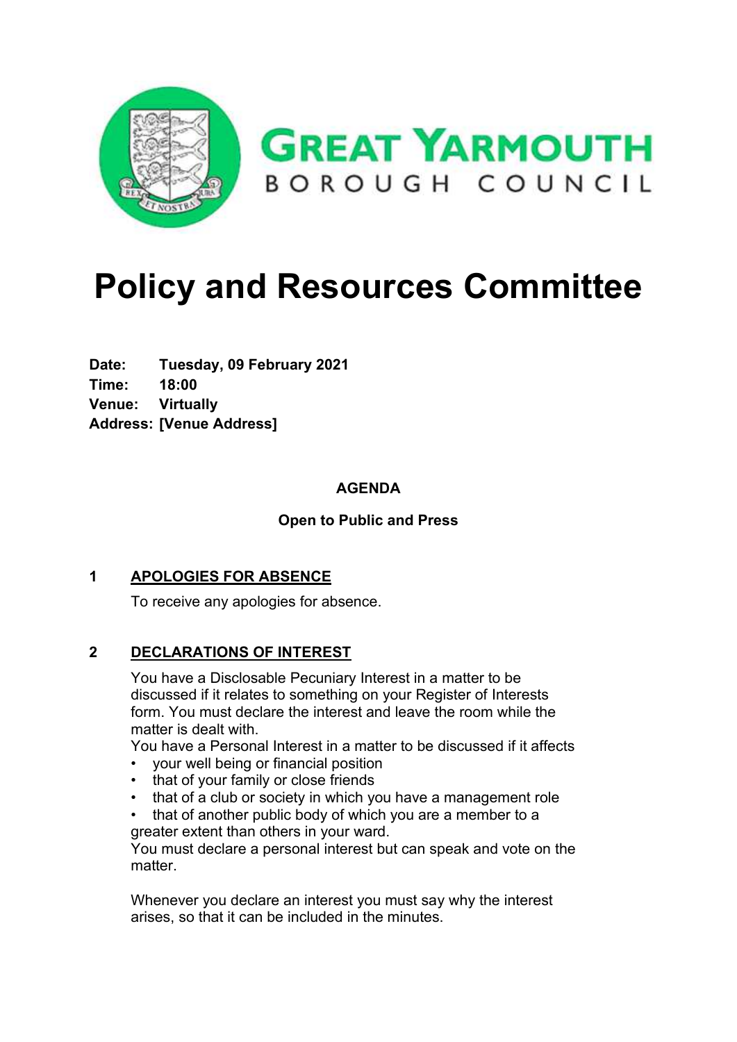GREAT YARMOUTH BOROUGH COUNCIL

# Policy and Resources Committee

**Date:** **Tuesday, 09 February 2021**
**Time:** **18:00**
**Venue:** **Virtually**
**Address:** **[Venue Address]**

**AGENDA**

**Open to Public and Press**

## 1 APOLOGIES FOR ABSENCE

To receive any apologies for absence.

## 2 DECLARATIONS OF INTEREST

You have a Disclosable Pecuniary Interest in a matter to be discussed if it relates to something on your Register of Interests form. You must declare the interest and leave the room while the matter is dealt with.

You have a Personal Interest in a matter to be discussed if it affects

- your well being or financial position
- that of your family or close friends
- that of a club or society in which you have a management role
- that of another public body of which you are a member to a greater extent than others in your ward.

You must declare a personal interest but can speak and vote on the matter.

Whenever you declare an interest you must say why the interest arises, so that it can be included in the minutes.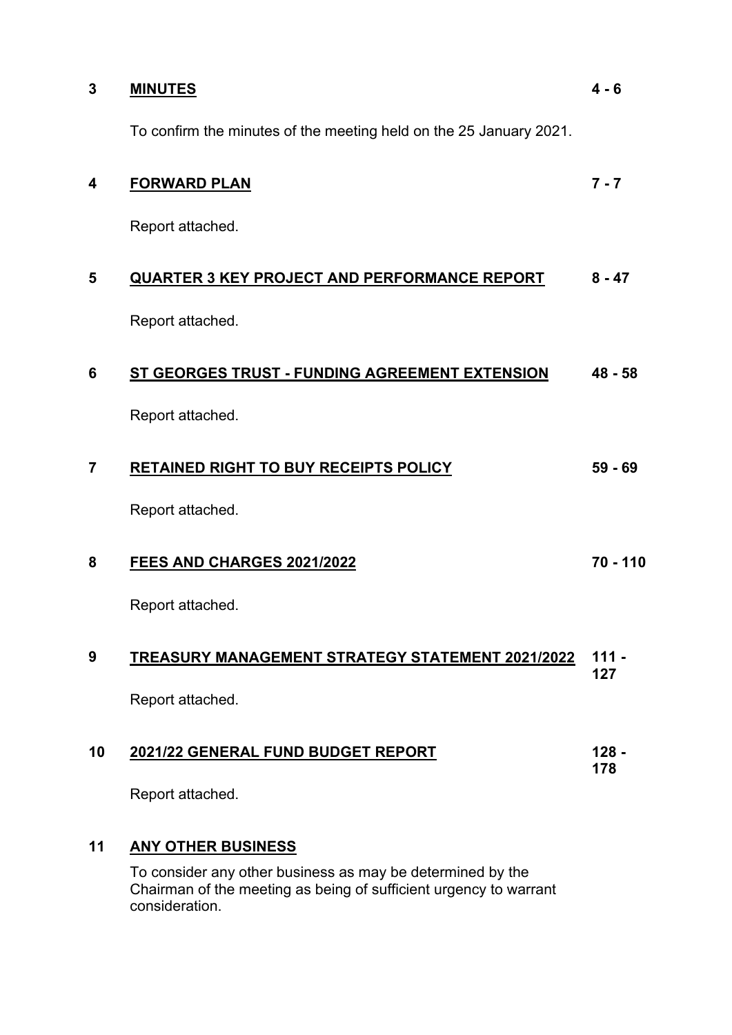**3** **MINUTES** **4 - 6**

To confirm the minutes of the meeting held on the 25 January 2021.

**4** **FORWARD PLAN** **7 - 7**

Report attached.

**5** **QUARTER 3 KEY PROJECT AND PERFORMANCE REPORT** **8 - 47**

Report attached.

**6** **ST GEORGES TRUST - FUNDING AGREEMENT EXTENSION** **48 - 58**

Report attached.

**7** **RETAINED RIGHT TO BUY RECEIPTS POLICY** **59 - 69**

Report attached.

**8** **FEES AND CHARGES 2021/2022** **70 - 110**

Report attached.

**9** **TREASURY MANAGEMENT STRATEGY STATEMENT 2021/2022** **111 - 127**

Report attached.

**10** **2021/22 GENERAL FUND BUDGET REPORT** **128 - 178**

Report attached.

**11** **ANY OTHER BUSINESS**

To consider any other business as may be determined by the Chairman of the meeting as being of sufficient urgency to warrant consideration.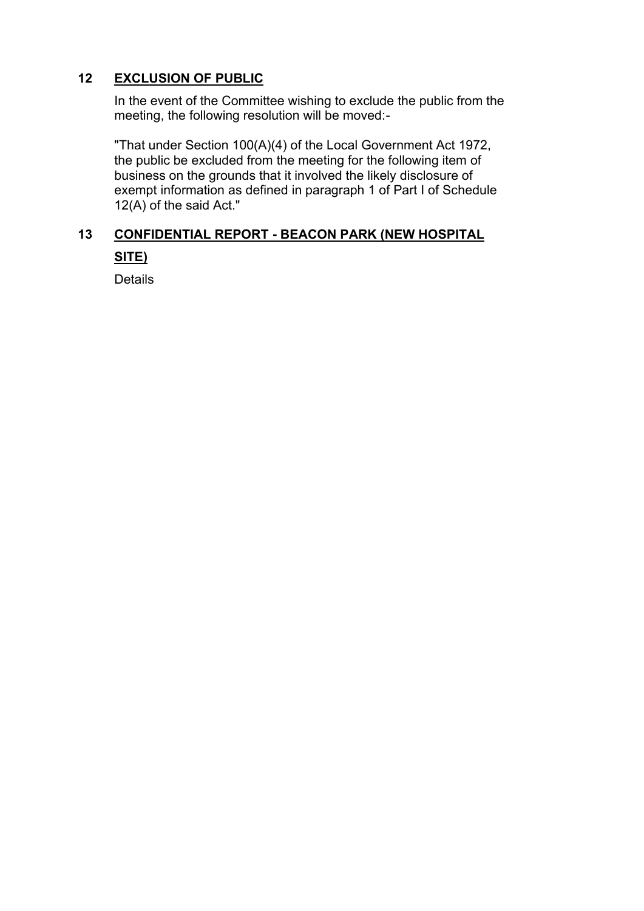## 12 EXCLUSION OF PUBLIC

In the event of the Committee wishing to exclude the public from the meeting, the following resolution will be moved:-

"That under Section 100(A)(4) of the Local Government Act 1972, the public be excluded from the meeting for the following item of business on the grounds that it involved the likely disclosure of exempt information as defined in paragraph 1 of Part I of Schedule 12(A) of the said Act."

## 13 CONFIDENTIAL REPORT - BEACON PARK (NEW HOSPITAL SITE)

Details